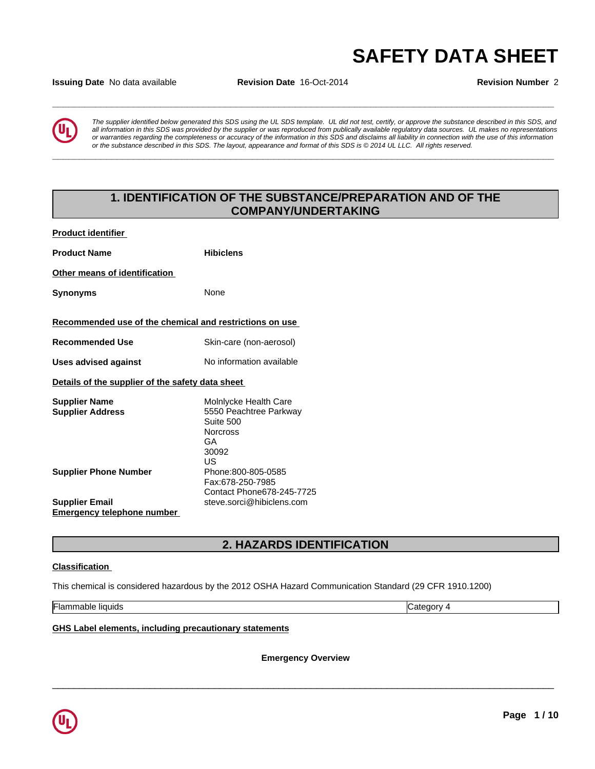# SAFETY DATA SHEET

**Issuing Date** No data available **Revision Date** 16-Oct-2014 **Revision Number** 2

*The supplier identified below generated this SDS using the UL SDS template. UL did not test, certify, or approve the substance described in this SDS, and all information in this SDS was provided by the supplier or was reproduced from publically available regulatory data sources. UL makes no representations or warranties regarding the completeness or accuracy of the information in this SDS and disclaims all liability in connection with the use of this information or the substance described in this SDS. The layout, appearance and format of this SDS is © 2014 UL LLC. All rights reserved.*

## 1. IDENTIFICATION OF THE SUBSTANCE/PREPARATION AND OF THE COMPANY/UNDERTAKING

**Product identifier**

**Product Name** **Hibiclens**

**Other means of identification**

**Synonyms** None

**Recommended use of the chemical and restrictions on use**

**Recommended Use** Skin-care (non-aerosol)

**Uses advised against** No information available

**Details of the supplier of the safety data sheet**

**Supplier Name** Molnlycke Health Care

**Supplier Address** 5550 Peachtree Parkway
Suite 500
Norcross
GA
30092
US

**Supplier Phone Number** Phone:800-805-0585
Fax:678-250-7985
Contact Phone678-245-7725

**Supplier Email** steve.sorci@hibiclens.com

**Emergency telephone number**

## 2. HAZARDS IDENTIFICATION

**Classification**

This chemical is considered hazardous by the 2012 OSHA Hazard Communication Standard (29 CFR 1910.1200)

| | |
|---|---|
| Flammable liquids | Category 4 |

**GHS Label elements, including precautionary statements**

**Emergency Overview**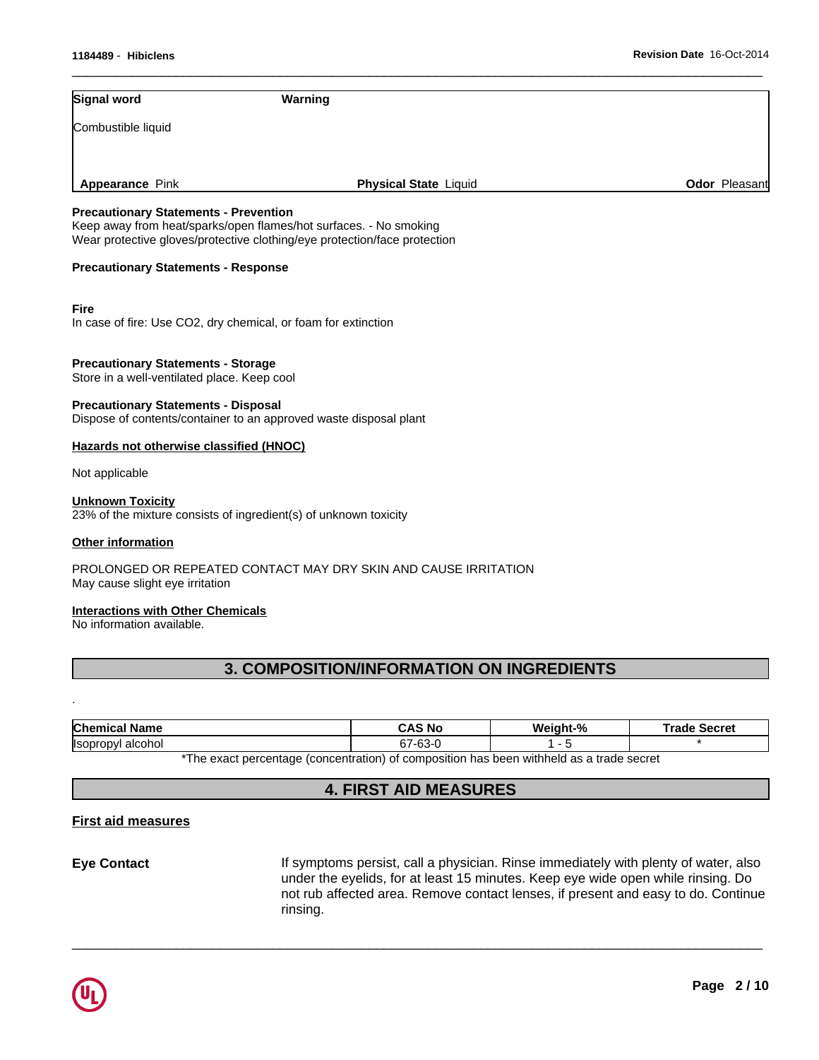| | | |
|---|---|---|
| **Signal word** | **Warning** | |
| Combustible liquid | | |
| **Appearance** Pink | **Physical State** Liquid | **Odor** Pleasant |

**Precautionary Statements - Prevention**
Keep away from heat/sparks/open flames/hot surfaces. - No smoking
Wear protective gloves/protective clothing/eye protection/face protection

**Precautionary Statements - Response**

**Fire**
In case of fire: Use CO2, dry chemical, or foam for extinction

**Precautionary Statements - Storage**
Store in a well-ventilated place. Keep cool

**Precautionary Statements - Disposal**
Dispose of contents/container to an approved waste disposal plant

**Hazards not otherwise classified (HNOC)**

Not applicable

**Unknown Toxicity**
23% of the mixture consists of ingredient(s) of unknown toxicity

**Other information**

PROLONGED OR REPEATED CONTACT MAY DRY SKIN AND CAUSE IRRITATION
May cause slight eye irritation

**Interactions with Other Chemicals**
No information available.

## 3. COMPOSITION/INFORMATION ON INGREDIENTS

.

| Chemical Name | CAS No | Weight-% | Trade Secret |
|---|---|---|---|
| Isopropyl alcohol | 67-63-0 | 1 - 5 | * |

*The exact percentage (concentration) of composition has been withheld as a trade secret

## 4. FIRST AID MEASURES

**First aid measures**

**Eye Contact** If symptoms persist, call a physician. Rinse immediately with plenty of water, also under the eyelids, for at least 15 minutes. Keep eye wide open while rinsing. Do not rub affected area. Remove contact lenses, if present and easy to do. Continue rinsing.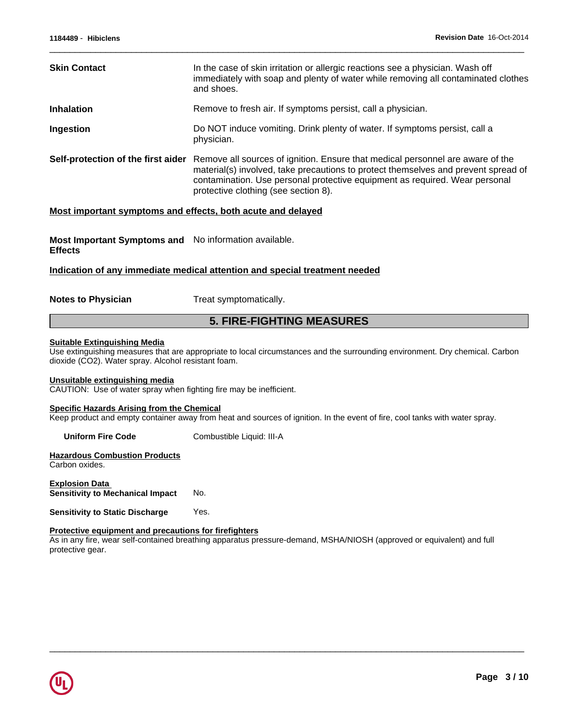| | |
|---|---|
| **Skin Contact** | In the case of skin irritation or allergic reactions see a physician. Wash off immediately with soap and plenty of water while removing all contaminated clothes and shoes. |
| **Inhalation** | Remove to fresh air. If symptoms persist, call a physician. |
| **Ingestion** | Do NOT induce vomiting. Drink plenty of water. If symptoms persist, call a physician. |
| **Self-protection of the first aider** | Remove all sources of ignition. Ensure that medical personnel are aware of the material(s) involved, take precautions to protect themselves and prevent spread of contamination. Use personal protective equipment as required. Wear personal protective clothing (see section 8). |

**Most important symptoms and effects, both acute and delayed**

| | |
|---|---|
| **Most Important Symptoms and Effects** | No information available. |

**Indication of any immediate medical attention and special treatment needed**

| | |
|---|---|
| **Notes to Physician** | Treat symptomatically. |

## 5. FIRE-FIGHTING MEASURES

**Suitable Extinguishing Media**
Use extinguishing measures that are appropriate to local circumstances and the surrounding environment. Dry chemical. Carbon dioxide ($CO_2$). Water spray. Alcohol resistant foam.

**Unsuitable extinguishing media**
CAUTION: Use of water spray when fighting fire may be inefficient.

**Specific Hazards Arising from the Chemical**
Keep product and empty container away from heat and sources of ignition. In the event of fire, cool tanks with water spray.

| | |
|---|---|
| **Uniform Fire Code** | Combustible Liquid: III-A |

**Hazardous Combustion Products**
Carbon oxides.

**Explosion Data**

| | |
|---|---|
| **Sensitivity to Mechanical Impact** | No. |
| **Sensitivity to Static Discharge** | Yes. |

**Protective equipment and precautions for firefighters**
As in any fire, wear self-contained breathing apparatus pressure-demand, MSHA/NIOSH (approved or equivalent) and full protective gear.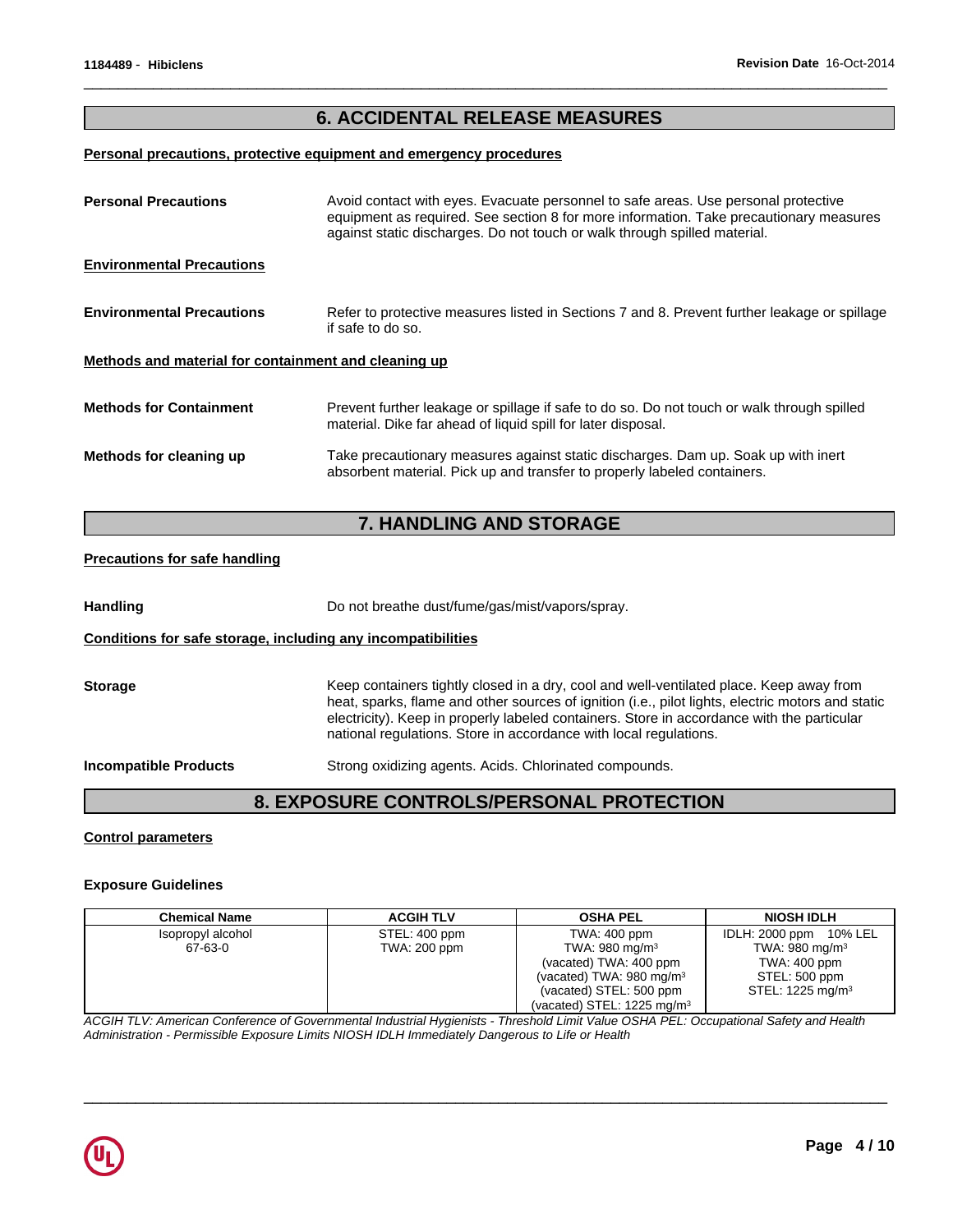## 6. ACCIDENTAL RELEASE MEASURES

**Personal precautions, protective equipment and emergency procedures**

**Personal Precautions**

Avoid contact with eyes. Evacuate personnel to safe areas. Use personal protective equipment as required. See section 8 for more information. Take precautionary measures against static discharges. Do not touch or walk through spilled material.

**Environmental Precautions**

**Environmental Precautions**

Refer to protective measures listed in Sections 7 and 8. Prevent further leakage or spillage if safe to do so.

**Methods and material for containment and cleaning up**

**Methods for Containment**

Prevent further leakage or spillage if safe to do so. Do not touch or walk through spilled material. Dike far ahead of liquid spill for later disposal.

**Methods for cleaning up**

Take precautionary measures against static discharges. Dam up. Soak up with inert absorbent material. Pick up and transfer to properly labeled containers.

## 7. HANDLING AND STORAGE

**Precautions for safe handling**

**Handling**

Do not breathe dust/fume/gas/mist/vapors/spray.

**Conditions for safe storage, including any incompatibilities**

**Storage**

Keep containers tightly closed in a dry, cool and well-ventilated place. Keep away from heat, sparks, flame and other sources of ignition (i.e., pilot lights, electric motors and static electricity). Keep in properly labeled containers. Store in accordance with the particular national regulations. Store in accordance with local regulations.

**Incompatible Products**

Strong oxidizing agents. Acids. Chlorinated compounds.

## 8. EXPOSURE CONTROLS/PERSONAL PROTECTION

**Control parameters**

**Exposure Guidelines**

| Chemical Name | ACGIH TLV | OSHA PEL | NIOSH IDLH |
|---|---|---|---|
| Isopropyl alcohol<br>67-63-0 | STEL: 400 ppm<br>TWA: 200 ppm | TWA: 400 ppm<br>TWA: 980 mg/m³<br>(vacated) TWA: 400 ppm<br>(vacated) TWA: 980 mg/m³<br>(vacated) STEL: 500 ppm<br>(vacated) STEL: 1225 mg/m³ | IDLH: 2000 ppm 10% LEL<br>TWA: 980 mg/m³<br>TWA: 400 ppm<br>STEL: 500 ppm<br>STEL: 1225 mg/m³ |

*ACGIH TLV: American Conference of Governmental Industrial Hygienists - Threshold Limit Value OSHA PEL: Occupational Safety and Health Administration - Permissible Exposure Limits NIOSH IDLH Immediately Dangerous to Life or Health*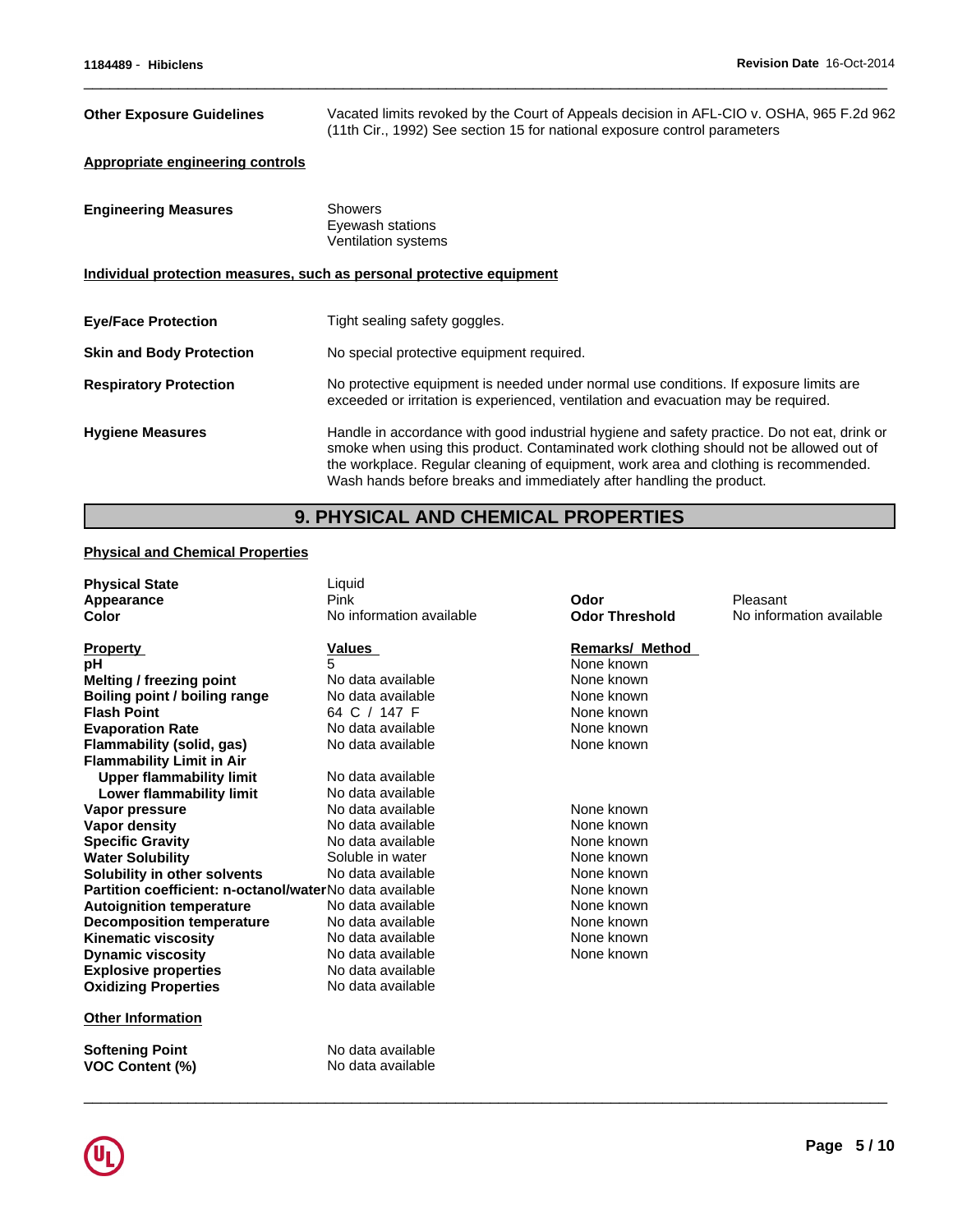| | |
|---|---|
| **Other Exposure Guidelines** | Vacated limits revoked by the Court of Appeals decision in AFL-CIO v. OSHA, 965 F.2d 962 (11th Cir., 1992) See section 15 for national exposure control parameters |

**Appropriate engineering controls**

| | |
|---|---|
| **Engineering Measures** | Showers<br>Eyewash stations<br>Ventilation systems |

**Individual protection measures, such as personal protective equipment**

| | |
|---|---|
| **Eye/Face Protection** | Tight sealing safety goggles. |
| **Skin and Body Protection** | No special protective equipment required. |
| **Respiratory Protection** | No protective equipment is needed under normal use conditions. If exposure limits are exceeded or irritation is experienced, ventilation and evacuation may be required. |
| **Hygiene Measures** | Handle in accordance with good industrial hygiene and safety practice. Do not eat, drink or smoke when using this product. Contaminated work clothing should not be allowed out of the workplace. Regular cleaning of equipment, work area and clothing is recommended. Wash hands before breaks and immediately after handling the product. |

## 9. PHYSICAL AND CHEMICAL PROPERTIES

**Physical and Chemical Properties**

| | | | |
|---|---|---|---|
| **Physical State** | Liquid | | |
| **Appearance** | Pink | **Odor** | Pleasant |
| **Color** | No information available | **Odor Threshold** | No information available |

| **Property** | **Values** | **Remarks/ Method** |
|---|---|---|
| **pH** | 5 | None known |
| **Melting / freezing point** | No data available | None known |
| **Boiling point / boiling range** | No data available | None known |
| **Flash Point** | 64 C / 147 F | None known |
| **Evaporation Rate** | No data available | None known |
| **Flammability (solid, gas)** | No data available | None known |
| **Flammability Limit in Air** | | |
| **Upper flammability limit** | No data available | |
| **Lower flammability limit** | No data available | |
| **Vapor pressure** | No data available | None known |
| **Vapor density** | No data available | None known |
| **Specific Gravity** | No data available | None known |
| **Water Solubility** | Soluble in water | None known |
| **Solubility in other solvents** | No data available | None known |
| **Partition coefficient: n-octanol/water** | No data available | None known |
| **Autoignition temperature** | No data available | None known |
| **Decomposition temperature** | No data available | None known |
| **Kinematic viscosity** | No data available | None known |
| **Dynamic viscosity** | No data available | None known |
| **Explosive properties** | No data available | |
| **Oxidizing Properties** | No data available | |

**Other Information**

| | |
|---|---|
| **Softening Point** | No data available |
| **VOC Content (%)** | No data available |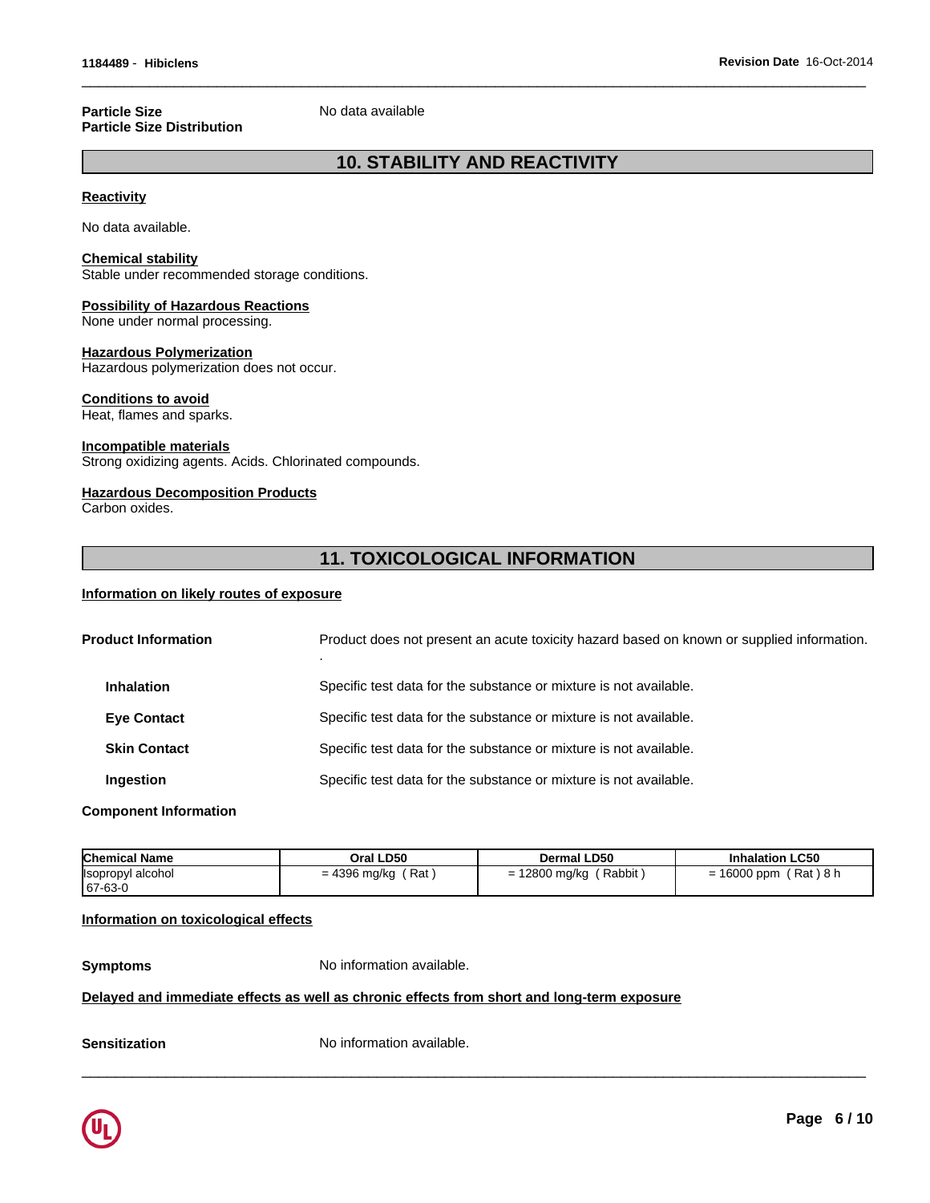**Particle Size** No data available
**Particle Size Distribution**

## 10. STABILITY AND REACTIVITY

**Reactivity**

No data available.

**Chemical stability**
Stable under recommended storage conditions.

**Possibility of Hazardous Reactions**
None under normal processing.

**Hazardous Polymerization**
Hazardous polymerization does not occur.

**Conditions to avoid**
Heat, flames and sparks.

**Incompatible materials**
Strong oxidizing agents. Acids. Chlorinated compounds.

**Hazardous Decomposition Products**
Carbon oxides.

## 11. TOXICOLOGICAL INFORMATION

**Information on likely routes of exposure**

**Product Information** Product does not present an acute toxicity hazard based on known or supplied information.
.

**Inhalation** Specific test data for the substance or mixture is not available.

**Eye Contact** Specific test data for the substance or mixture is not available.

**Skin Contact** Specific test data for the substance or mixture is not available.

**Ingestion** Specific test data for the substance or mixture is not available.

**Component Information**

| Chemical Name | Oral LD50 | Dermal LD50 | Inhalation LC50 |
|---|---|---|---|
| Isopropyl alcohol<br>67-63-0 | = 4396 mg/kg ( Rat ) | = 12800 mg/kg ( Rabbit ) | = 16000 ppm ( Rat ) 8 h |

**Information on toxicological effects**

**Symptoms** No information available.

**Delayed and immediate effects as well as chronic effects from short and long-term exposure**

**Sensitization** No information available.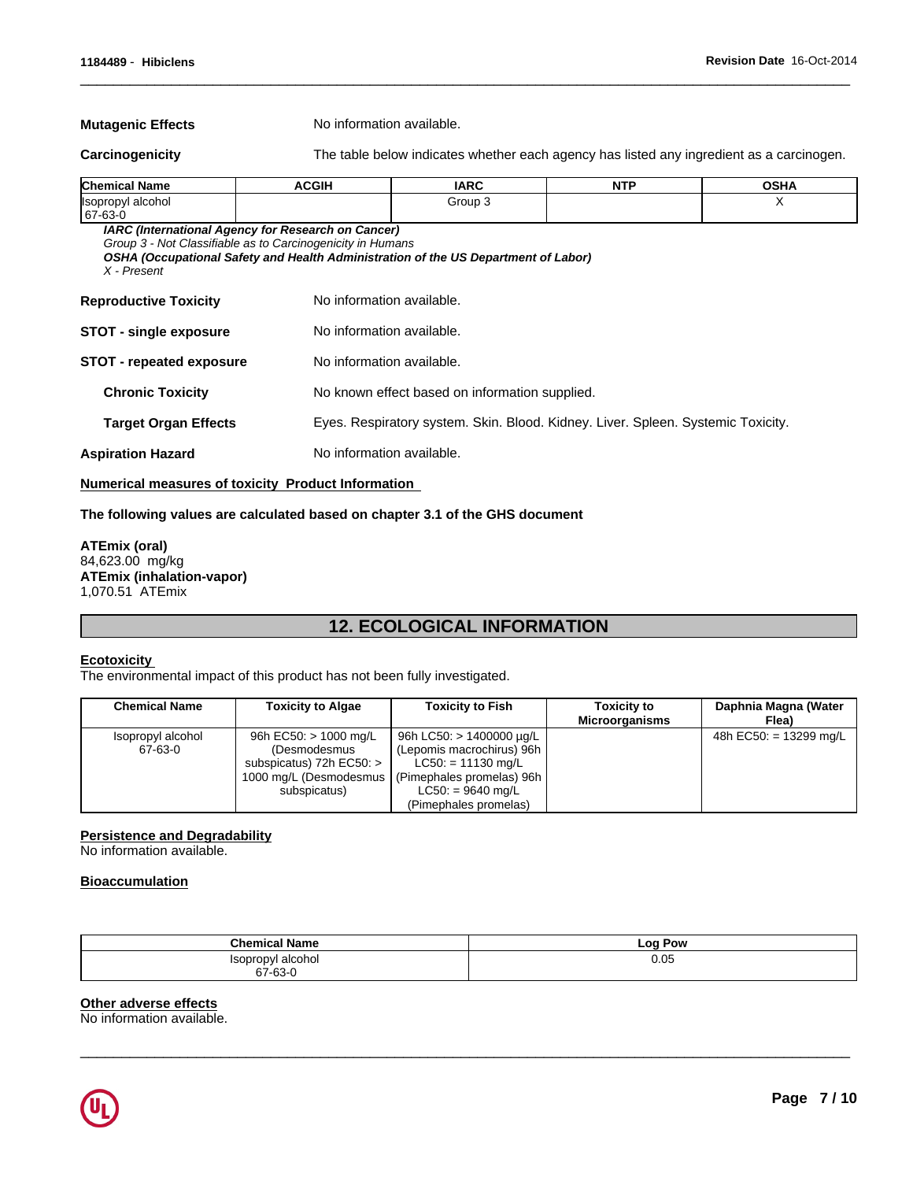**Mutagenic Effects** No information available.

**Carcinogenicity** The table below indicates whether each agency has listed any ingredient as a carcinogen.

| Chemical Name | ACGIH | IARC | NTP | OSHA |
|---|---|---|---|---|
| Isopropyl alcohol 67-63-0 | | Group 3 | | X |

***IARC (International Agency for Research on Cancer)***
*Group 3 - Not Classifiable as to Carcinogenicity in Humans*
***OSHA (Occupational Safety and Health Administration of the US Department of Labor)***
*X - Present*

**Reproductive Toxicity** No information available.

**STOT - single exposure** No information available.

**STOT - repeated exposure** No information available.

**Chronic Toxicity** No known effect based on information supplied.

**Target Organ Effects** Eyes. Respiratory system. Skin. Blood. Kidney. Liver. Spleen. Systemic Toxicity.

**Aspiration Hazard** No information available.

**Numerical measures of toxicity Product Information**

**The following values are calculated based on chapter 3.1 of the GHS document**

**ATEmix (oral)**
84,623.00 mg/kg
**ATEmix (inhalation-vapor)**
1,070.51 ATEmix

## 12. ECOLOGICAL INFORMATION

**Ecotoxicity**
The environmental impact of this product has not been fully investigated.

| Chemical Name | Toxicity to Algae | Toxicity to Fish | Toxicity to Microorganisms | Daphnia Magna (Water Flea) |
|---|---|---|---|---|
| Isopropyl alcohol 67-63-0 | 96h EC50: > 1000 mg/L (Desmodesmus subspicatus) 72h EC50: > 1000 mg/L (Desmodesmus subspicatus) | 96h LC50: > 1400000 µg/L (Lepomis macrochirus) 96h LC50: = 11130 mg/L (Pimephales promelas) 96h LC50: = 9640 mg/L (Pimephales promelas) | | 48h EC50: = 13299 mg/L |

**Persistence and Degradability**
No information available.

**Bioaccumulation**

| Chemical Name | Log Pow |
|---|---|
| Isopropyl alcohol 67-63-0 | 0.05 |

**Other adverse effects**
No information available.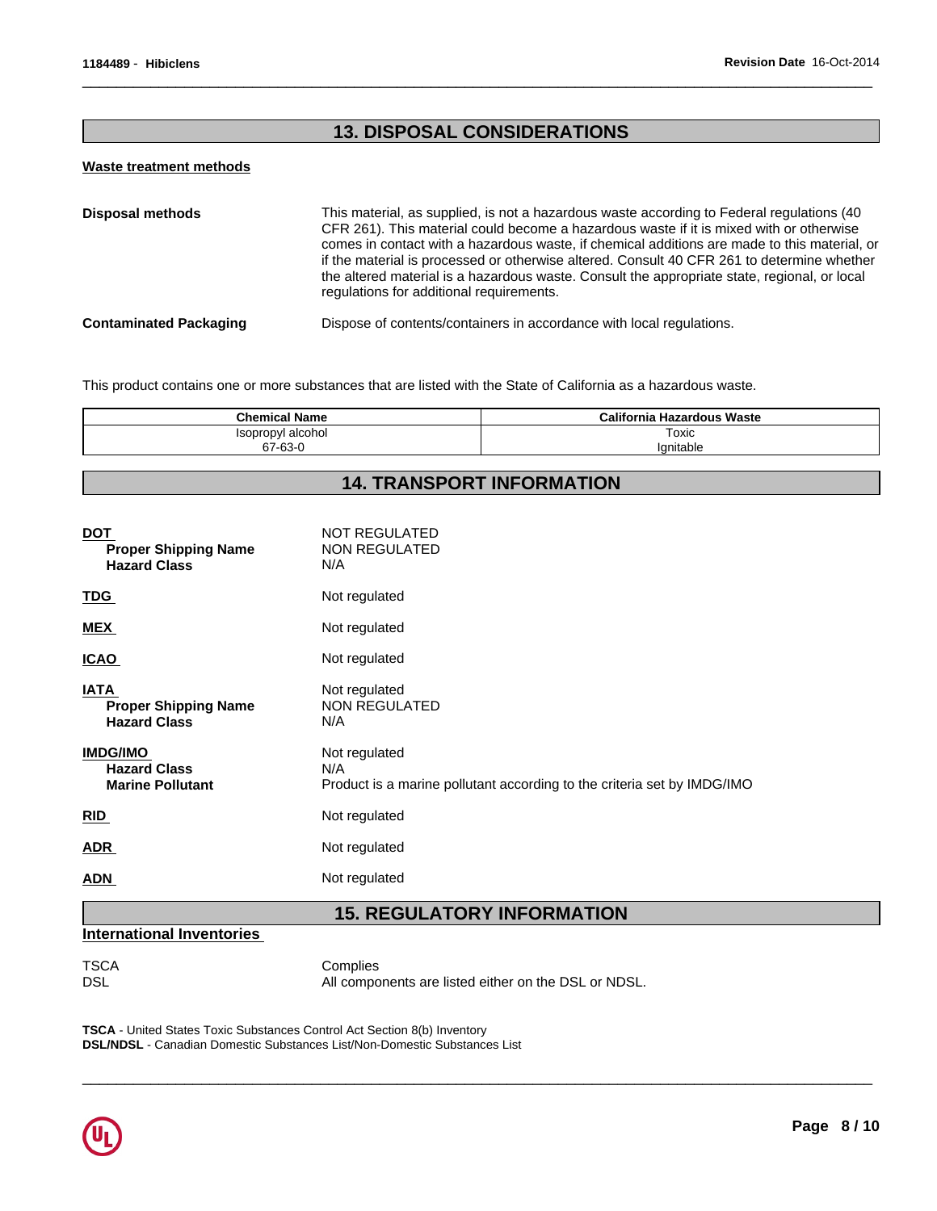## 13. DISPOSAL CONSIDERATIONS

**Waste treatment methods**

**Disposal methods** — This material, as supplied, is not a hazardous waste according to Federal regulations (40 CFR 261). This material could become a hazardous waste if it is mixed with or otherwise comes in contact with a hazardous waste, if chemical additions are made to this material, or if the material is processed or otherwise altered. Consult 40 CFR 261 to determine whether the altered material is a hazardous waste. Consult the appropriate state, regional, or local regulations for additional requirements.

**Contaminated Packaging** — Dispose of contents/containers in accordance with local regulations.

This product contains one or more substances that are listed with the State of California as a hazardous waste.

| Chemical Name | California Hazardous Waste |
|---|---|
| Isopropyl alcohol<br>67-63-0 | Toxic<br>Ignitable |

## 14. TRANSPORT INFORMATION

**DOT** — NOT REGULATED
- **Proper Shipping Name** — NON REGULATED
- **Hazard Class** — N/A

**TDG** — Not regulated

**MEX** — Not regulated

**ICAO** — Not regulated

**IATA** — Not regulated
- **Proper Shipping Name** — NON REGULATED
- **Hazard Class** — N/A

**IMDG/IMO** — Not regulated
- **Hazard Class** — N/A
- **Marine Pollutant** — Product is a marine pollutant according to the criteria set by IMDG/IMO

**RID** — Not regulated

**ADR** — Not regulated

**ADN** — Not regulated

## 15. REGULATORY INFORMATION

**International Inventories**

TSCA — Complies

DSL — All components are listed either on the DSL or NDSL.

**TSCA** - United States Toxic Substances Control Act Section 8(b) Inventory
**DSL/NDSL** - Canadian Domestic Substances List/Non-Domestic Substances List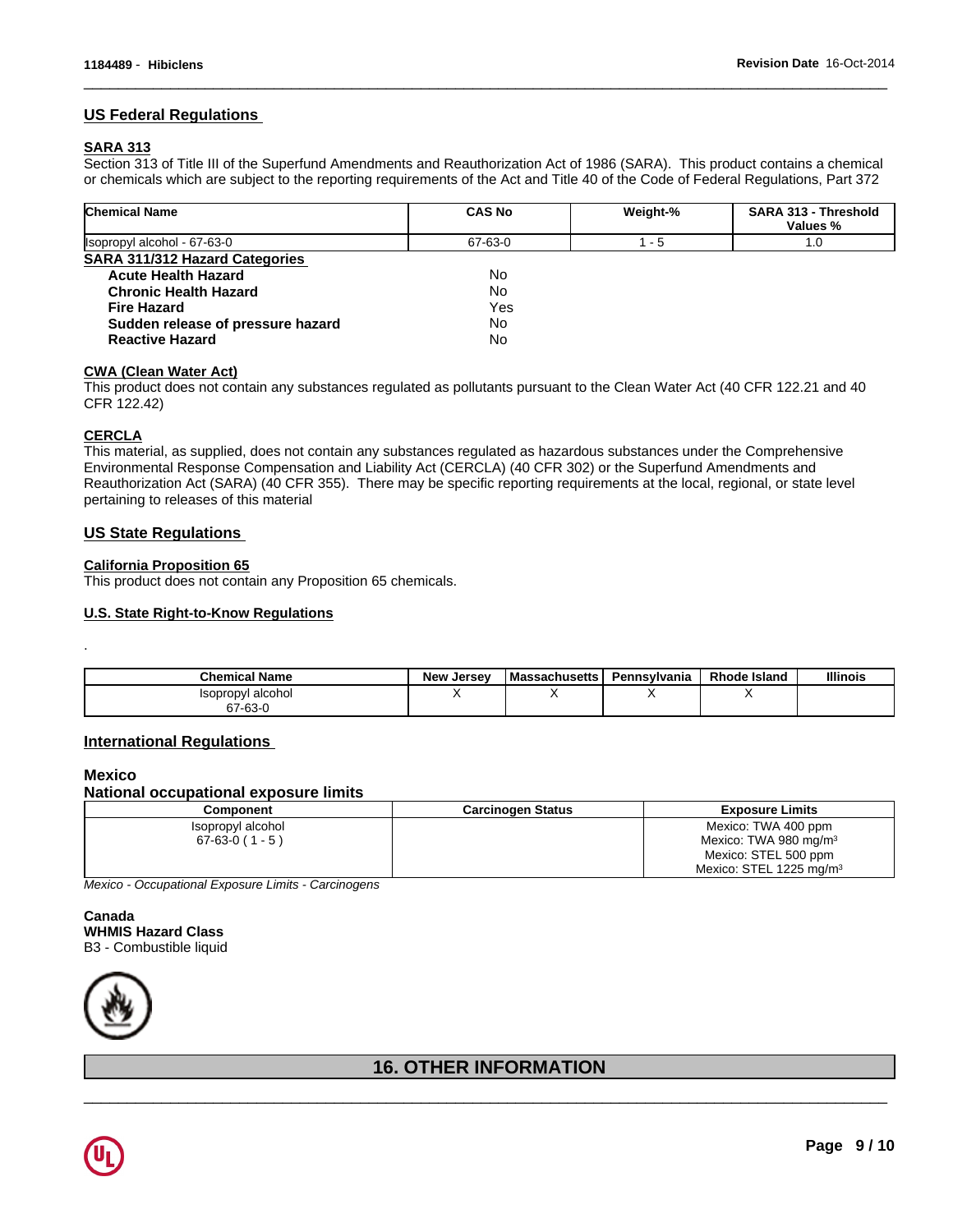## US Federal Regulations

### SARA 313

Section 313 of Title III of the Superfund Amendments and Reauthorization Act of 1986 (SARA). This product contains a chemical or chemicals which are subject to the reporting requirements of the Act and Title 40 of the Code of Federal Regulations, Part 372

| Chemical Name | CAS No | Weight-% | SARA 313 - Threshold Values % |
|---|---|---|---|
| Isopropyl alcohol - 67-63-0 | 67-63-0 | 1 - 5 | 1.0 |

### SARA 311/312 Hazard Categories

| | |
|---|---|
| **Acute Health Hazard** | No |
| **Chronic Health Hazard** | No |
| **Fire Hazard** | Yes |
| **Sudden release of pressure hazard** | No |
| **Reactive Hazard** | No |

### CWA (Clean Water Act)

This product does not contain any substances regulated as pollutants pursuant to the Clean Water Act (40 CFR 122.21 and 40 CFR 122.42)

### CERCLA

This material, as supplied, does not contain any substances regulated as hazardous substances under the Comprehensive Environmental Response Compensation and Liability Act (CERCLA) (40 CFR 302) or the Superfund Amendments and Reauthorization Act (SARA) (40 CFR 355). There may be specific reporting requirements at the local, regional, or state level pertaining to releases of this material

## US State Regulations

### California Proposition 65

This product does not contain any Proposition 65 chemicals.

### U.S. State Right-to-Know Regulations

.

| Chemical Name | New Jersey | Massachusetts | Pennsylvania | Rhode Island | Illinois |
|---|---|---|---|---|---|
| Isopropyl alcohol<br>67-63-0 | X | X | X | X | |

## International Regulations

### Mexico

### National occupational exposure limits

| Component | Carcinogen Status | Exposure Limits |
|---|---|---|
| Isopropyl alcohol<br>67-63-0 ( 1 - 5 ) | | Mexico: TWA 400 ppm<br>Mexico: TWA 980 mg/m³<br>Mexico: STEL 500 ppm<br>Mexico: STEL 1225 mg/m³ |

*Mexico - Occupational Exposure Limits - Carcinogens*

### Canada

**WHMIS Hazard Class**

B3 - Combustible liquid

# 16. OTHER INFORMATION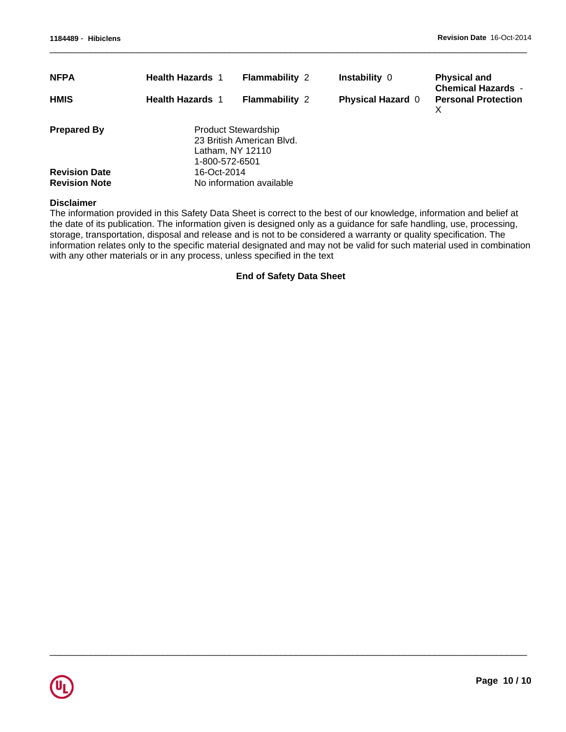| | | | | |
|---|---|---|---|---|
| **NFPA** | **Health Hazards** 1 | **Flammability** 2 | **Instability** 0 | **Physical and Chemical Hazards** - |
| **HMIS** | **Health Hazards** 1 | **Flammability** 2 | **Physical Hazard** 0 | **Personal Protection** X |

**Prepared By** Product Stewardship
23 British American Blvd.
Latham, NY 12110
1-800-572-6501

**Revision Date** 16-Oct-2014

**Revision Note** No information available

**Disclaimer**

The information provided in this Safety Data Sheet is correct to the best of our knowledge, information and belief at the date of its publication. The information given is designed only as a guidance for safe handling, use, processing, storage, transportation, disposal and release and is not to be considered a warranty or quality specification. The information relates only to the specific material designated and may not be valid for such material used in combination with any other materials or in any process, unless specified in the text

**End of Safety Data Sheet**